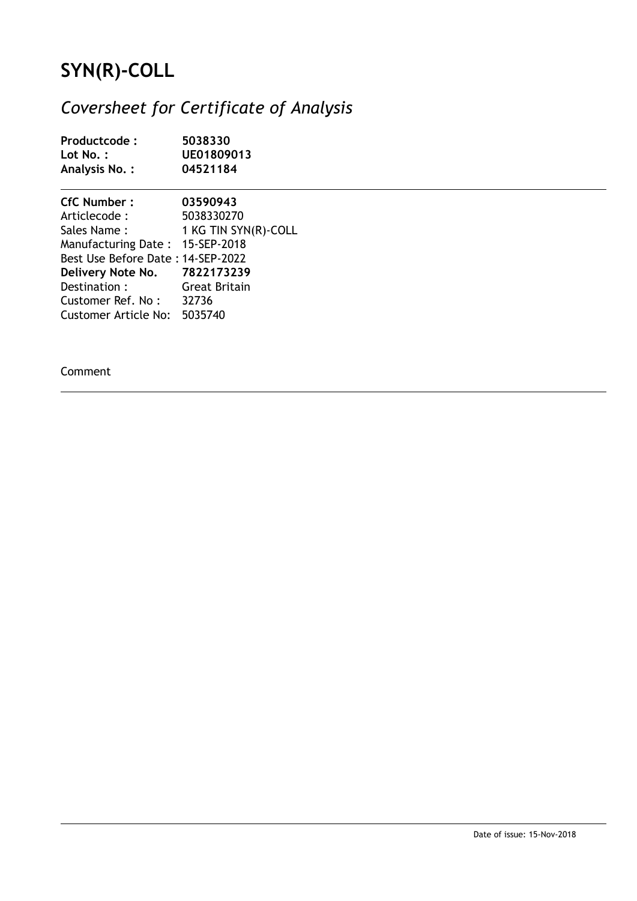# SYN(R)-COLL

## *Coversheet for Certificate of Analysis*

| | |
|---|---|
| **Productcode :** | **5038330** |
| **Lot No. :** | **UE01809013** |
| **Analysis No. :** | **04521184** |

---

| | |
|---|---|
| **CfC Number :** | **03590943** |
| Articlecode : | 5038330270 |
| Sales Name : | 1 KG TIN SYN(R)-COLL |
| Manufacturing Date : | 15-SEP-2018 |
| Best Use Before Date : | 14-SEP-2022 |
| **Delivery Note No.** | **7822173239** |
| Destination : | Great Britain |
| Customer Ref. No : | 32736 |
| Customer Article No: | 5035740 |

Comment

---

Date of issue: 15-Nov-2018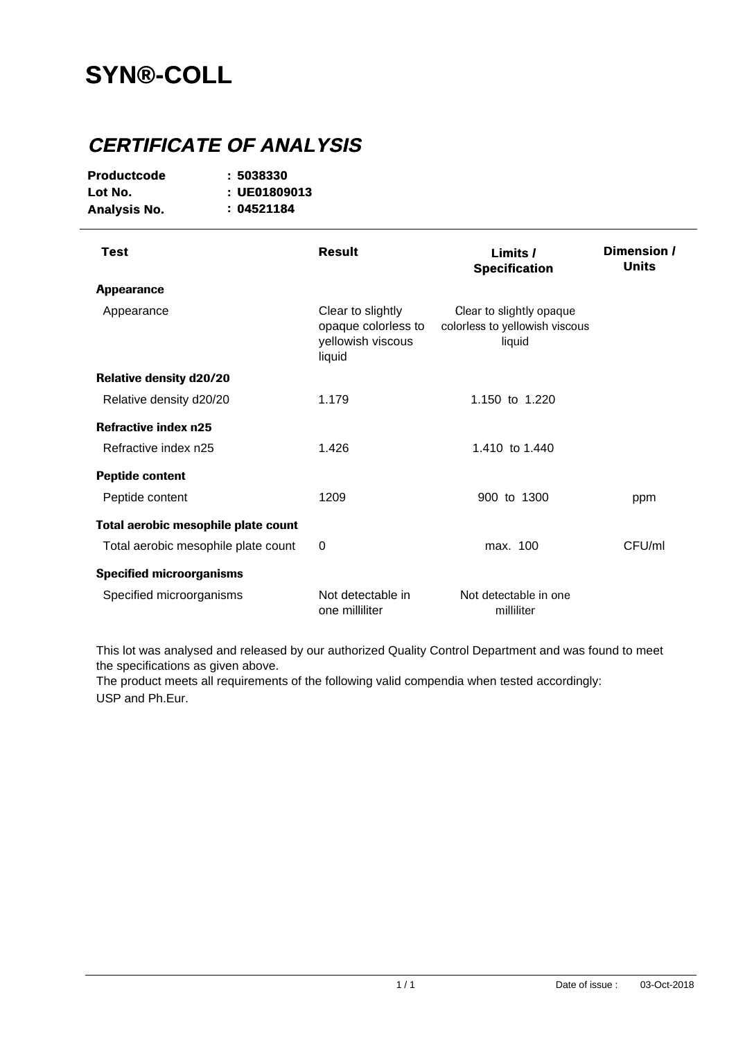# SYN®-COLL

## *CERTIFICATE OF ANALYSIS*

**Productcode** : **5038330**
**Lot No.** : **UE01809013**
**Analysis No.** : **04521184**

| Test | Result | Limits / Specification | Dimension / Units |
|---|---|---|---|
| **Appearance** | | | |
| Appearance | Clear to slightly opaque colorless to yellowish viscous liquid | Clear to slightly opaque colorless to yellowish viscous liquid | |
| **Relative density d20/20** | | | |
| Relative density d20/20 | 1.179 | 1.150 to 1.220 | |
| **Refractive index n25** | | | |
| Refractive index n25 | 1.426 | 1.410 to 1.440 | |
| **Peptide content** | | | |
| Peptide content | 1209 | 900 to 1300 | ppm |
| **Total aerobic mesophile plate count** | | | |
| Total aerobic mesophile plate count | 0 | max. 100 | CFU/ml |
| **Specified microorganisms** | | | |
| Specified microorganisms | Not detectable in one milliliter | Not detectable in one milliliter | |

This lot was analysed and released by our authorized Quality Control Department and was found to meet the specifications as given above.
The product meets all requirements of the following valid compendia when tested accordingly:
USP and Ph.Eur.

Date of issue : 03-Oct-2018